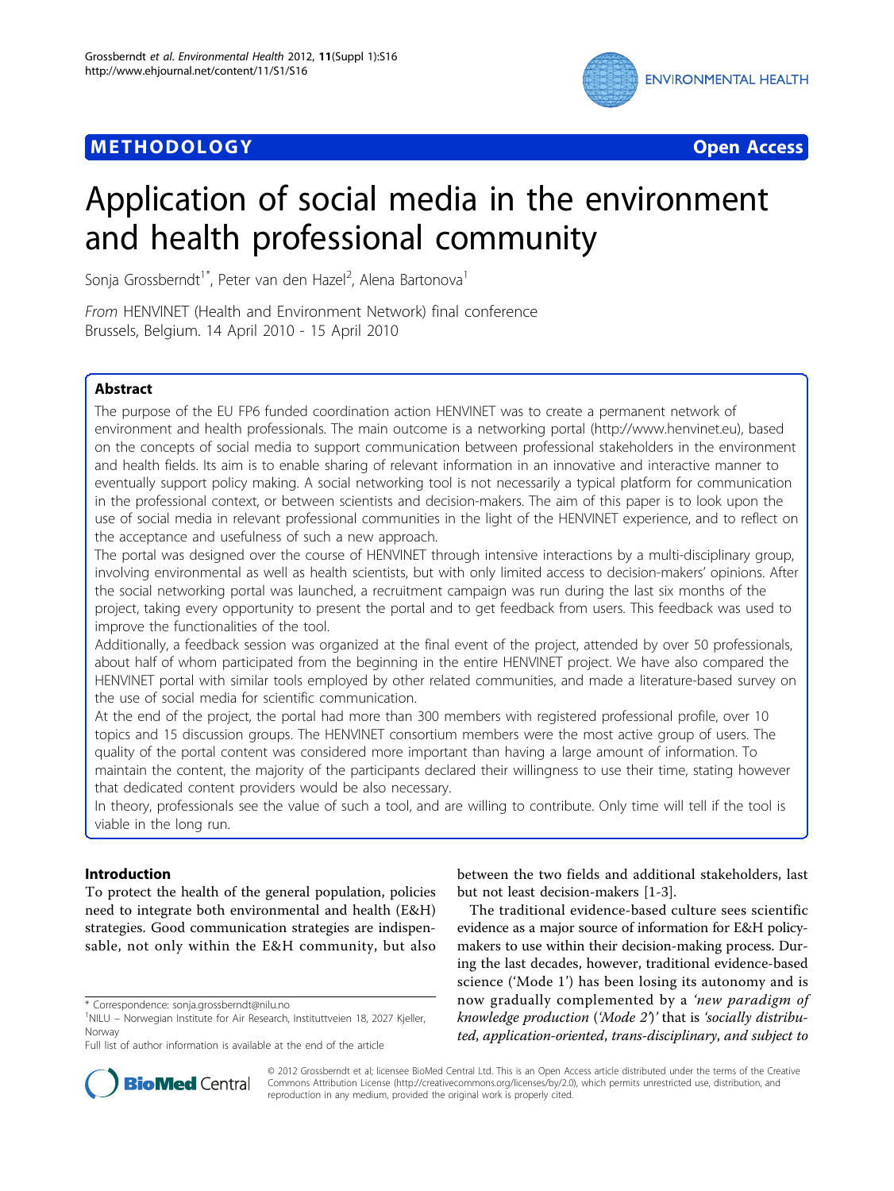**METHODOLOGY** **Open Access**

# Application of social media in the environment and health professional community

Sonja Grossberndt[1*], Peter van den Hazel[2], Alena Bartonova[1]

*From* HENVINET (Health and Environment Network) final conference
Brussels, Belgium. 14 April 2010 - 15 April 2010

## Abstract

The purpose of the EU FP6 funded coordination action HENVINET was to create a permanent network of environment and health professionals. The main outcome is a networking portal (http://www.henvinet.eu), based on the concepts of social media to support communication between professional stakeholders in the environment and health fields. Its aim is to enable sharing of relevant information in an innovative and interactive manner to eventually support policy making. A social networking tool is not necessarily a typical platform for communication in the professional context, or between scientists and decision-makers. The aim of this paper is to look upon the use of social media in relevant professional communities in the light of the HENVINET experience, and to reflect on the acceptance and usefulness of such a new approach.

The portal was designed over the course of HENVINET through intensive interactions by a multi-disciplinary group, involving environmental as well as health scientists, but with only limited access to decision-makers' opinions. After the social networking portal was launched, a recruitment campaign was run during the last six months of the project, taking every opportunity to present the portal and to get feedback from users. This feedback was used to improve the functionalities of the tool.

Additionally, a feedback session was organized at the final event of the project, attended by over 50 professionals, about half of whom participated from the beginning in the entire HENVINET project. We have also compared the HENVINET portal with similar tools employed by other related communities, and made a literature-based survey on the use of social media for scientific communication.

At the end of the project, the portal had more than 300 members with registered professional profile, over 10 topics and 15 discussion groups. The HENVINET consortium members were the most active group of users. The quality of the portal content was considered more important than having a large amount of information. To maintain the content, the majority of the participants declared their willingness to use their time, stating however that dedicated content providers would be also necessary.

In theory, professionals see the value of such a tool, and are willing to contribute. Only time will tell if the tool is viable in the long run.

## Introduction

To protect the health of the general population, policies need to integrate both environmental and health (E&H) strategies. Good communication strategies are indispensable, not only within the E&H community, but also between the two fields and additional stakeholders, last but not least decision-makers [1-3].

The traditional evidence-based culture sees scientific evidence as a major source of information for E&H policy-makers to use within their decision-making process. During the last decades, however, traditional evidence-based science ('Mode 1') has been losing its autonomy and is now gradually complemented by a *'new paradigm of knowledge production ('Mode 2')'* that is *'socially distributed, application-oriented, trans-disciplinary, and subject to*

\* Correspondence: sonja.grossberndt@nilu.no
[1]NILU – Norwegian Institute for Air Research, Instituttveien 18, 2027 Kjeller, Norway
Full list of author information is available at the end of the article

© 2012 Grossberndt et al; licensee BioMed Central Ltd. This is an Open Access article distributed under the terms of the Creative Commons Attribution License (http://creativecommons.org/licenses/by/2.0), which permits unrestricted use, distribution, and reproduction in any medium, provided the original work is properly cited.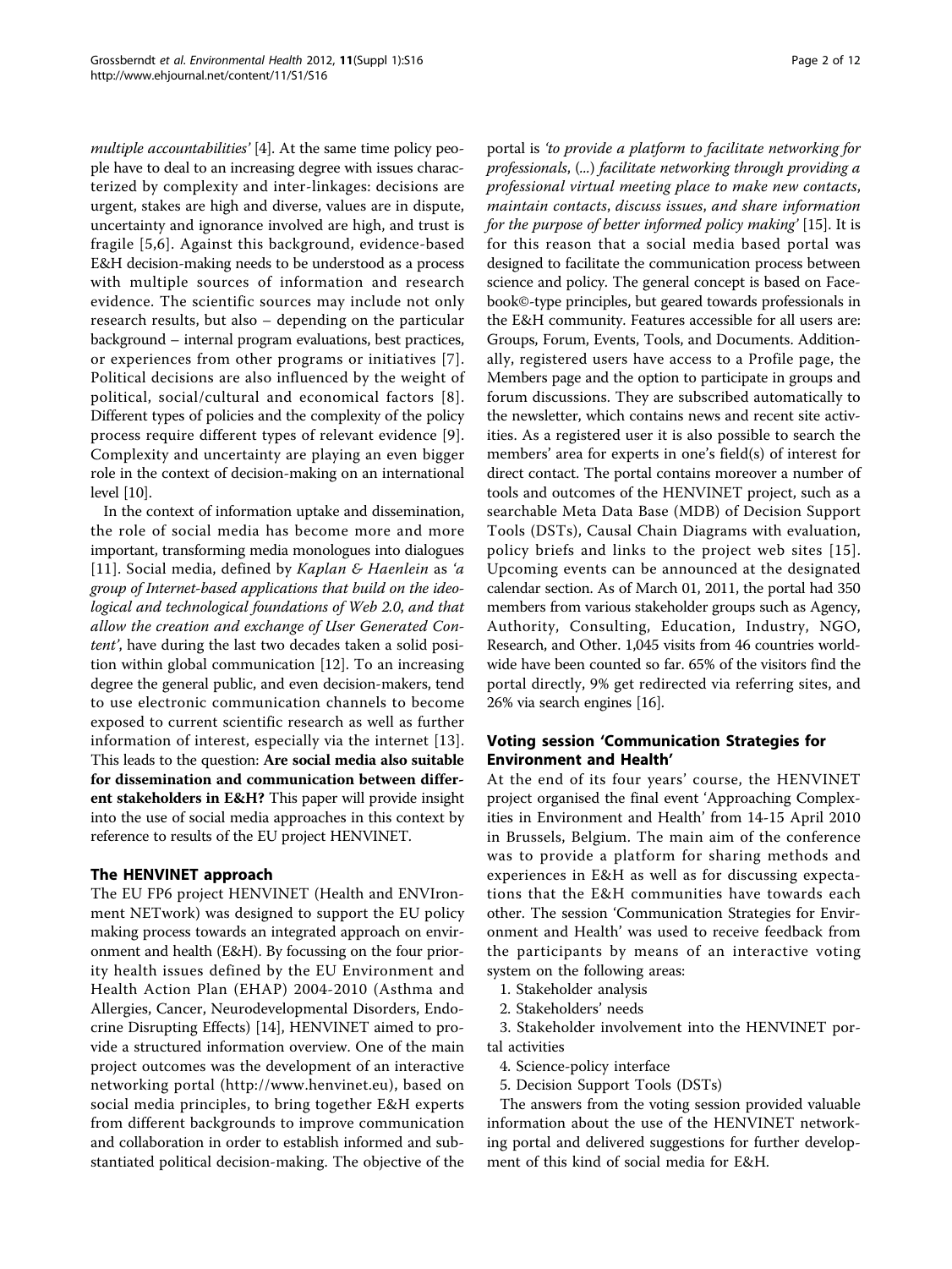*multiple accountabilities'* [4]. At the same time policy people have to deal to an increasing degree with issues characterized by complexity and inter-linkages: decisions are urgent, stakes are high and diverse, values are in dispute, uncertainty and ignorance involved are high, and trust is fragile [5,6]. Against this background, evidence-based E&H decision-making needs to be understood as a process with multiple sources of information and research evidence. The scientific sources may include not only research results, but also – depending on the particular background – internal program evaluations, best practices, or experiences from other programs or initiatives [7]. Political decisions are also influenced by the weight of political, social/cultural and economical factors [8]. Different types of policies and the complexity of the policy process require different types of relevant evidence [9]. Complexity and uncertainty are playing an even bigger role in the context of decision-making on an international level [10].

In the context of information uptake and dissemination, the role of social media has become more and more important, transforming media monologues into dialogues [11]. Social media, defined by *Kaplan & Haenlein* as *'a group of Internet-based applications that build on the ideological and technological foundations of Web 2.0, and that allow the creation and exchange of User Generated Content'*, have during the last two decades taken a solid position within global communication [12]. To an increasing degree the general public, and even decision-makers, tend to use electronic communication channels to become exposed to current scientific research as well as further information of interest, especially via the internet [13]. This leads to the question: **Are social media also suitable for dissemination and communication between different stakeholders in E&H?** This paper will provide insight into the use of social media approaches in this context by reference to results of the EU project HENVINET.

## The HENVINET approach

The EU FP6 project HENVINET (Health and ENVIronment NETwork) was designed to support the EU policy making process towards an integrated approach on environment and health (E&H). By focussing on the four priority health issues defined by the EU Environment and Health Action Plan (EHAP) 2004-2010 (Asthma and Allergies, Cancer, Neurodevelopmental Disorders, Endocrine Disrupting Effects) [14], HENVINET aimed to provide a structured information overview. One of the main project outcomes was the development of an interactive networking portal (http://www.henvinet.eu), based on social media principles, to bring together E&H experts from different backgrounds to improve communication and collaboration in order to establish informed and substantiated political decision-making. The objective of the portal is *'to provide a platform to facilitate networking for professionals, (...) facilitate networking through providing a professional virtual meeting place to make new contacts, maintain contacts, discuss issues, and share information for the purpose of better informed policy making'* [15]. It is for this reason that a social media based portal was designed to facilitate the communication process between science and policy. The general concept is based on Facebook©-type principles, but geared towards professionals in the E&H community. Features accessible for all users are: Groups, Forum, Events, Tools, and Documents. Additionally, registered users have access to a Profile page, the Members page and the option to participate in groups and forum discussions. They are subscribed automatically to the newsletter, which contains news and recent site activities. As a registered user it is also possible to search the members' area for experts in one's field(s) of interest for direct contact. The portal contains moreover a number of tools and outcomes of the HENVINET project, such as a searchable Meta Data Base (MDB) of Decision Support Tools (DSTs), Causal Chain Diagrams with evaluation, policy briefs and links to the project web sites [15]. Upcoming events can be announced at the designated calendar section. As of March 01, 2011, the portal had 350 members from various stakeholder groups such as Agency, Authority, Consulting, Education, Industry, NGO, Research, and Other. 1,045 visits from 46 countries worldwide have been counted so far. 65% of the visitors find the portal directly, 9% get redirected via referring sites, and 26% via search engines [16].

## Voting session 'Communication Strategies for Environment and Health'

At the end of its four years' course, the HENVINET project organised the final event 'Approaching Complexities in Environment and Health' from 14-15 April 2010 in Brussels, Belgium. The main aim of the conference was to provide a platform for sharing methods and experiences in E&H as well as for discussing expectations that the E&H communities have towards each other. The session 'Communication Strategies for Environment and Health' was used to receive feedback from the participants by means of an interactive voting system on the following areas:

1. Stakeholder analysis
2. Stakeholders' needs
3. Stakeholder involvement into the HENVINET portal activities
4. Science-policy interface
5. Decision Support Tools (DSTs)

The answers from the voting session provided valuable information about the use of the HENVINET networking portal and delivered suggestions for further development of this kind of social media for E&H.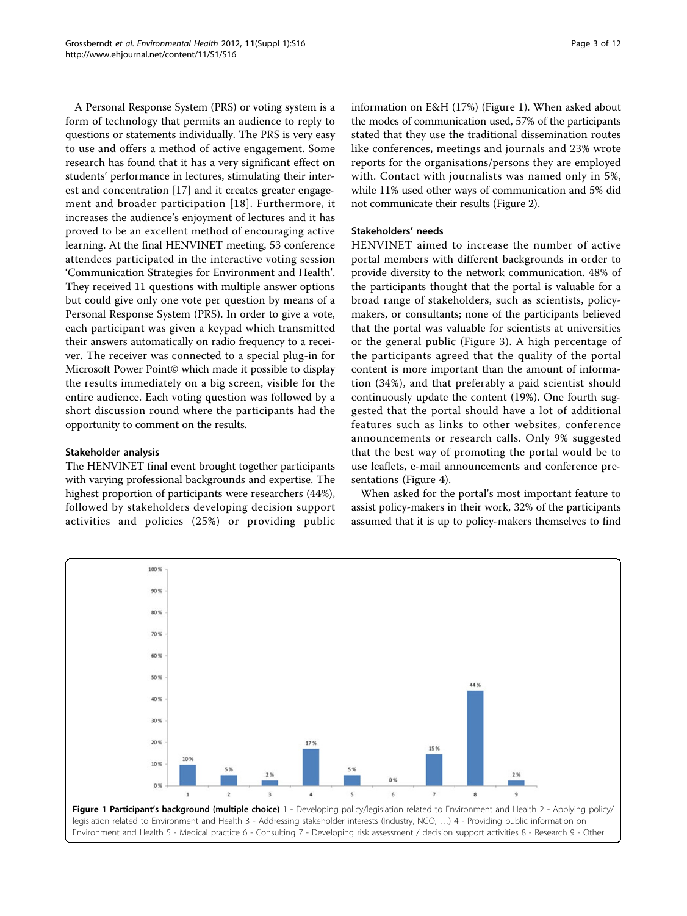A Personal Response System (PRS) or voting system is a form of technology that permits an audience to reply to questions or statements individually. The PRS is very easy to use and offers a method of active engagement. Some research has found that it has a very significant effect on students' performance in lectures, stimulating their interest and concentration [17] and it creates greater engagement and broader participation [18]. Furthermore, it increases the audience's enjoyment of lectures and it has proved to be an excellent method of encouraging active learning. At the final HENVINET meeting, 53 conference attendees participated in the interactive voting session 'Communication Strategies for Environment and Health'. They received 11 questions with multiple answer options but could give only one vote per question by means of a Personal Response System (PRS). In order to give a vote, each participant was given a keypad which transmitted their answers automatically on radio frequency to a receiver. The receiver was connected to a special plug-in for Microsoft Power Point© which made it possible to display the results immediately on a big screen, visible for the entire audience. Each voting question was followed by a short discussion round where the participants had the opportunity to comment on the results.

### Stakeholder analysis

The HENVINET final event brought together participants with varying professional backgrounds and expertise. The highest proportion of participants were researchers (44%), followed by stakeholders developing decision support activities and policies (25%) or providing public information on E&H (17%) (Figure 1). When asked about the modes of communication used, 57% of the participants stated that they use the traditional dissemination routes like conferences, meetings and journals and 23% wrote reports for the organisations/persons they are employed with. Contact with journalists was named only in 5%, while 11% used other ways of communication and 5% did not communicate their results (Figure 2).

### Stakeholders' needs

HENVINET aimed to increase the number of active portal members with different backgrounds in order to provide diversity to the network communication. 48% of the participants thought that the portal is valuable for a broad range of stakeholders, such as scientists, policy-makers, or consultants; none of the participants believed that the portal was valuable for scientists at universities or the general public (Figure 3). A high percentage of the participants agreed that the quality of the portal content is more important than the amount of information (34%), and that preferably a paid scientist should continuously update the content (19%). One fourth suggested that the portal should have a lot of additional features such as links to other websites, conference announcements or research calls. Only 9% suggested that the best way of promoting the portal would be to use leaflets, e-mail announcements and conference presentations (Figure 4).

When asked for the portal's most important feature to assist policy-makers in their work, 32% of the participants assumed that it is up to policy-makers themselves to find

| Category | 1 | 2 | 3 | 4 | 5 | 6 | 7 | 8 | 9 |
|---|---|---|---|---|---|---|---|---|---|
| Percentage | 10% | 5% | 2% | 17% | 5% | 0% | 15% | 44% | 2% |

**Figure 1 Participant's background (multiple choice)** 1 - Developing policy/legislation related to Environment and Health 2 - Applying policy/legislation related to Environment and Health 3 - Addressing stakeholder interests (Industry, NGO, …) 4 - Providing public information on Environment and Health 5 - Medical practice 6 - Consulting 7 - Developing risk assessment / decision support activities 8 - Research 9 - Other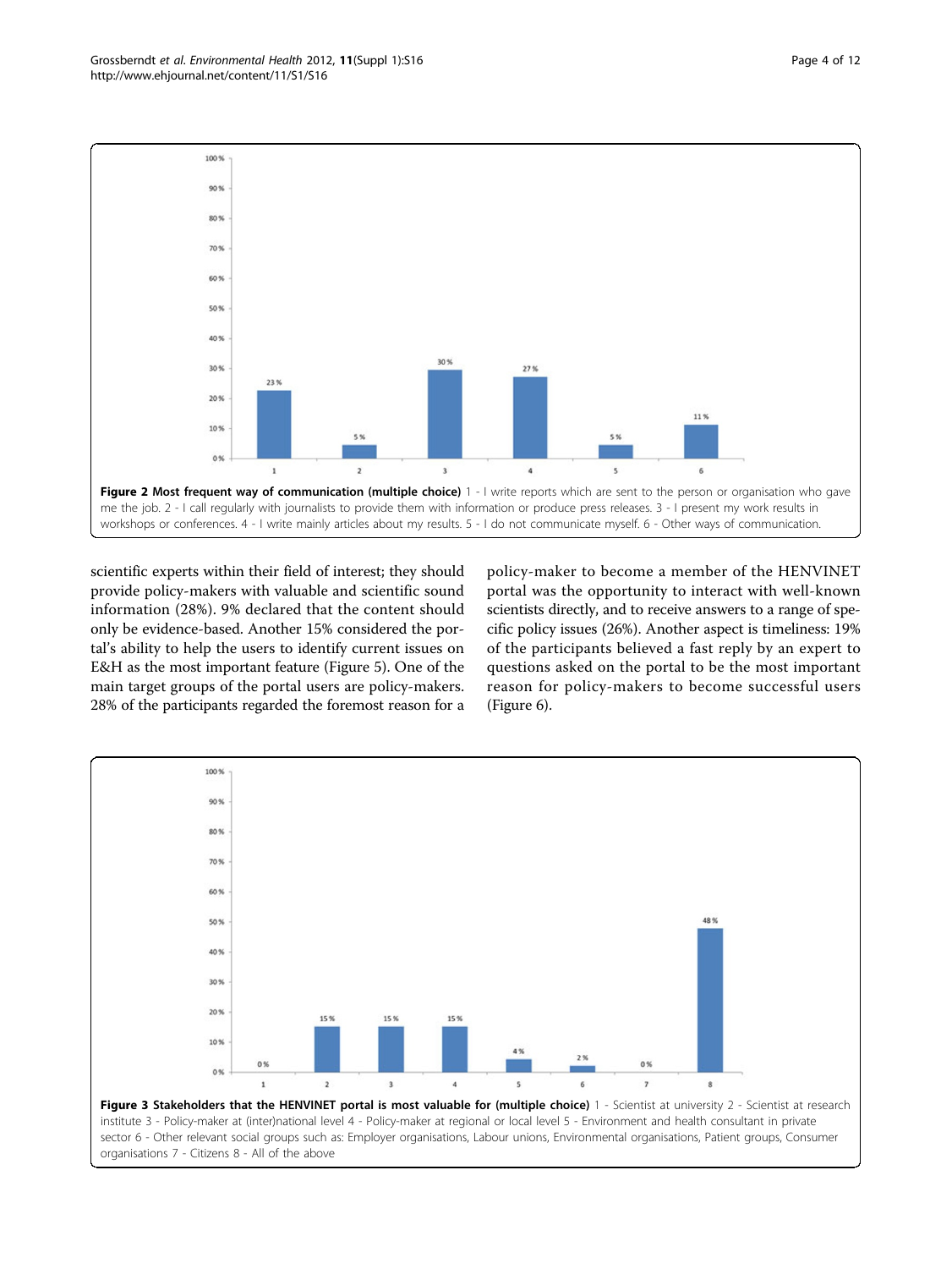**Figure 2 Most frequent way of communication (multiple choice)** 1 - I write reports which are sent to the person or organisation who gave me the job. 2 - I call regularly with journalists to provide them with information or produce press releases. 3 - I present my work results in workshops or conferences. 4 - I write mainly articles about my results. 5 - I do not communicate myself. 6 - Other ways of communication.

scientific experts within their field of interest; they should provide policy-makers with valuable and scientific sound information (28%). 9% declared that the content should only be evidence-based. Another 15% considered the portal's ability to help the users to identify current issues on E&H as the most important feature (Figure 5). One of the main target groups of the portal users are policy-makers. 28% of the participants regarded the foremost reason for a policy-maker to become a member of the HENVINET portal was the opportunity to interact with well-known scientists directly, and to receive answers to a range of specific policy issues (26%). Another aspect is timeliness: 19% of the participants believed a fast reply by an expert to questions asked on the portal to be the most important reason for policy-makers to become successful users (Figure 6).

**Figure 3 Stakeholders that the HENVINET portal is most valuable for (multiple choice)** 1 - Scientist at university 2 - Scientist at research institute 3 - Policy-maker at (inter)national level 4 - Policy-maker at regional or local level 5 - Environment and health consultant in private sector 6 - Other relevant social groups such as: Employer organisations, Labour unions, Environmental organisations, Patient groups, Consumer organisations 7 - Citizens 8 - All of the above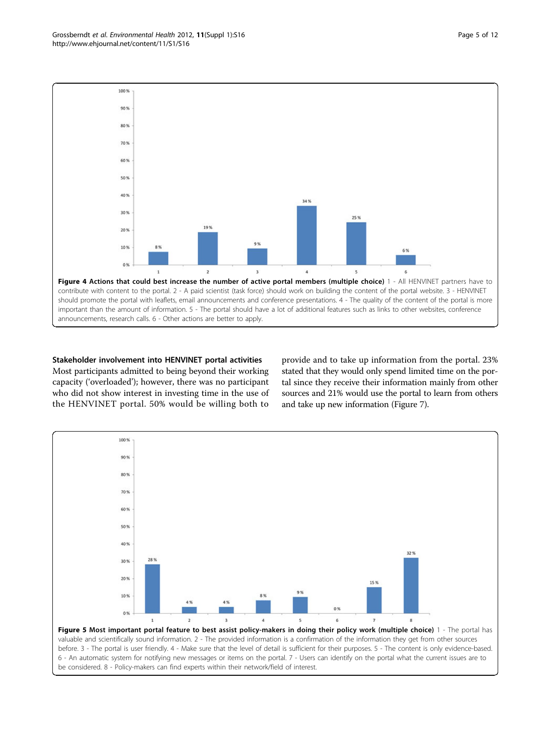**Figure 4 Actions that could best increase the number of active portal members (multiple choice)** 1 - All HENVINET partners have to contribute with content to the portal. 2 - A paid scientist (task force) should work on building the content of the portal website. 3 - HENVINET should promote the portal with leaflets, email announcements and conference presentations. 4 - The quality of the content of the portal is more important than the amount of information. 5 - The portal should have a lot of additional features such as links to other websites, conference announcements, research calls. 6 - Other actions are better to apply.

### Stakeholder involvement into HENVINET portal activities

Most participants admitted to being beyond their working capacity ('overloaded'); however, there was no participant who did not show interest in investing time in the use of the HENVINET portal. 50% would be willing both to provide and to take up information from the portal. 23% stated that they would only spend limited time on the portal since they receive their information mainly from other sources and 21% would use the portal to learn from others and take up new information (Figure 7).

**Figure 5 Most important portal feature to best assist policy-makers in doing their policy work (multiple choice)** 1 - The portal has valuable and scientifically sound information. 2 - The provided information is a confirmation of the information they get from other sources before. 3 - The portal is user friendly. 4 - Make sure that the level of detail is sufficient for their purposes. 5 - The content is only evidence-based. 6 - An automatic system for notifying new messages or items on the portal. 7 - Users can identify on the portal what the current issues are to be considered. 8 - Policy-makers can find experts within their network/field of interest.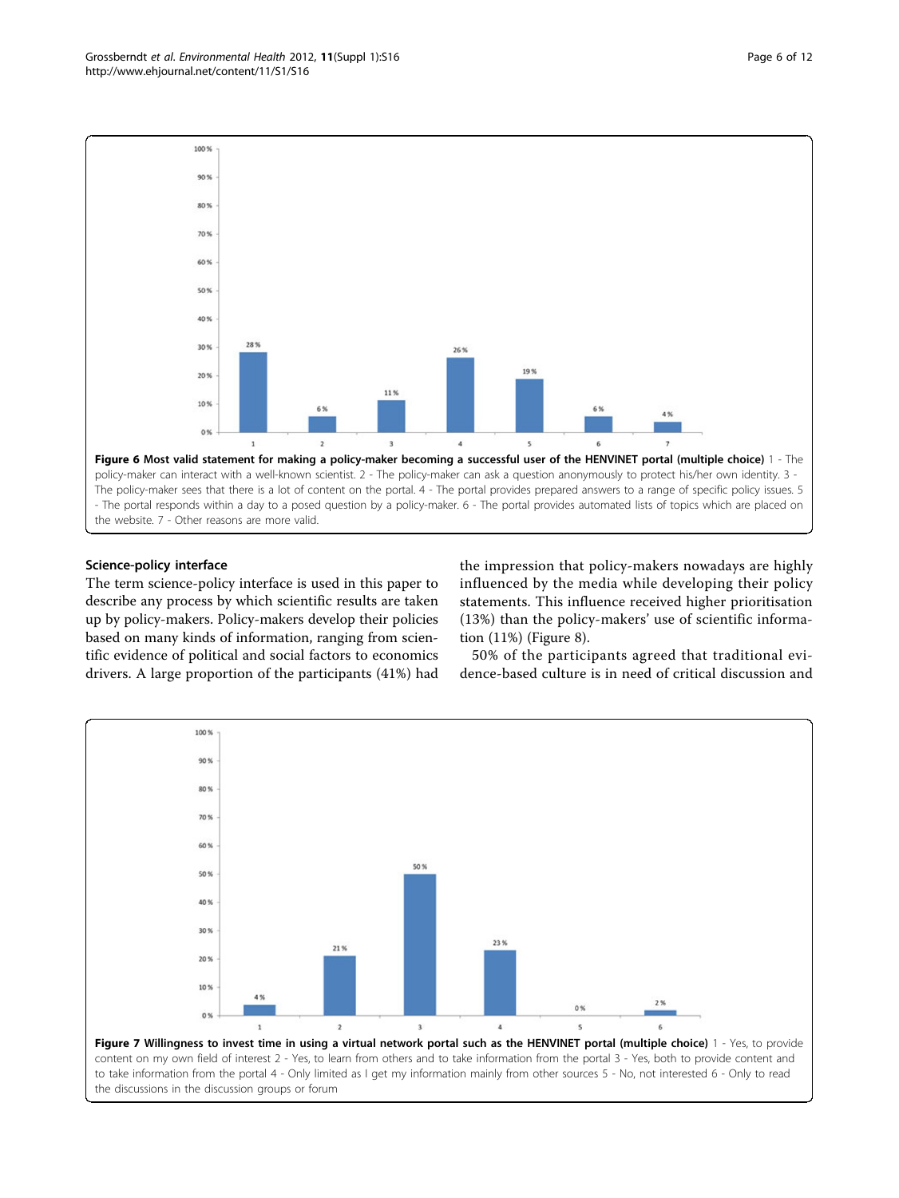**Figure 6 Most valid statement for making a policy-maker becoming a successful user of the HENVINET portal (multiple choice)** 1 - The policy-maker can interact with a well-known scientist. 2 - The policy-maker can ask a question anonymously to protect his/her own identity. 3 - The policy-maker sees that there is a lot of content on the portal. 4 - The portal provides prepared answers to a range of specific policy issues. 5 - The portal responds within a day to a posed question by a policy-maker. 6 - The portal provides automated lists of topics which are placed on the website. 7 - Other reasons are more valid.

### Science-policy interface

The term science-policy interface is used in this paper to describe any process by which scientific results are taken up by policy-makers. Policy-makers develop their policies based on many kinds of information, ranging from scientific evidence of political and social factors to economics drivers. A large proportion of the participants (41%) had the impression that policy-makers nowadays are highly influenced by the media while developing their policy statements. This influence received higher prioritisation (13%) than the policy-makers' use of scientific information (11%) (Figure 8).

50% of the participants agreed that traditional evidence-based culture is in need of critical discussion and

**Figure 7 Willingness to invest time in using a virtual network portal such as the HENVINET portal (multiple choice)** 1 - Yes, to provide content on my own field of interest 2 - Yes, to learn from others and to take information from the portal 3 - Yes, both to provide content and to take information from the portal 4 - Only limited as I get my information mainly from other sources 5 - No, not interested 6 - Only to read the discussions in the discussion groups or forum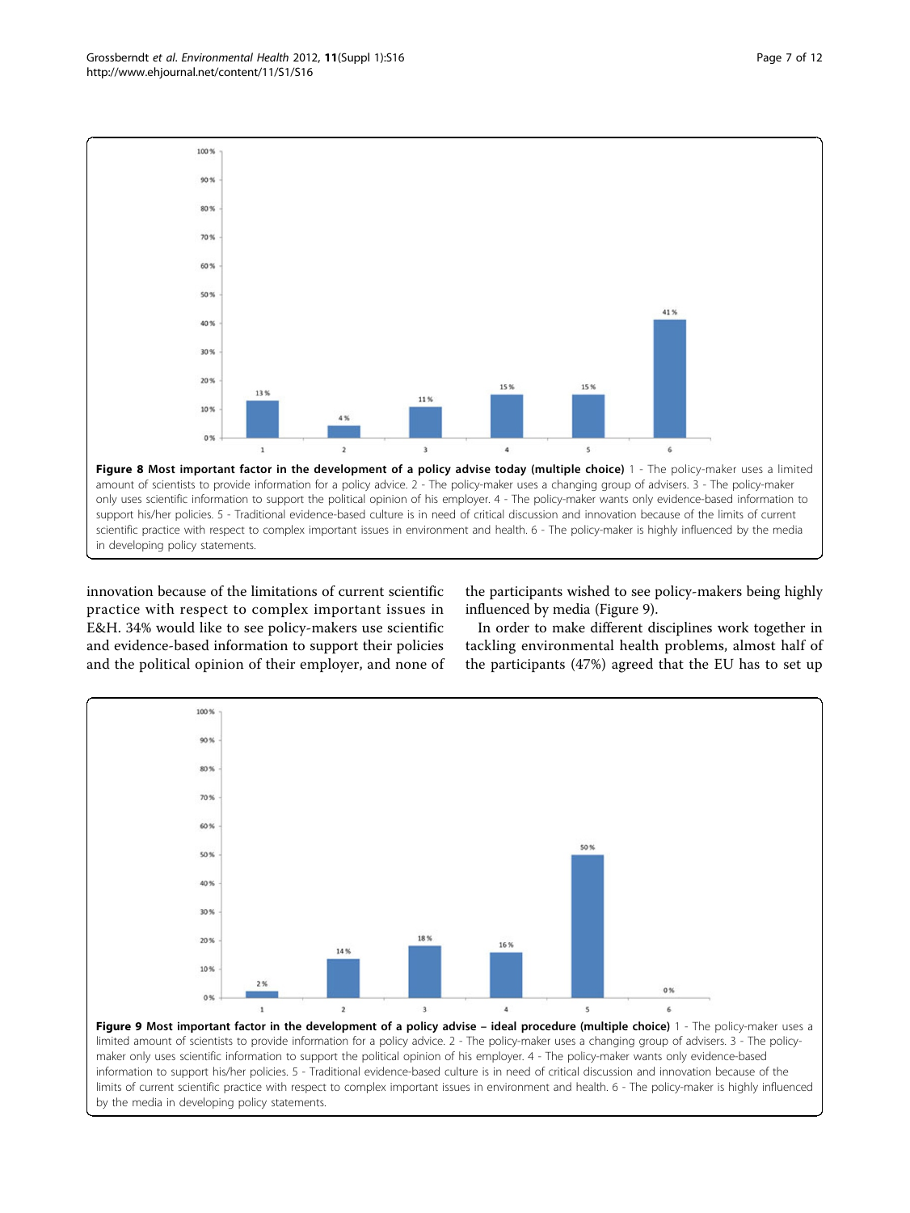**Figure 8 Most important factor in the development of a policy advise today (multiple choice)** 1 - The policy-maker uses a limited amount of scientists to provide information for a policy advice. 2 - The policy-maker uses a changing group of advisers. 3 - The policy-maker only uses scientific information to support the political opinion of his employer. 4 - The policy-maker wants only evidence-based information to support his/her policies. 5 - Traditional evidence-based culture is in need of critical discussion and innovation because of the limits of current scientific practice with respect to complex important issues in environment and health. 6 - The policy-maker is highly influenced by the media in developing policy statements.

innovation because of the limitations of current scientific practice with respect to complex important issues in E&H. 34% would like to see policy-makers use scientific and evidence-based information to support their policies and the political opinion of their employer, and none of the participants wished to see policy-makers being highly influenced by media (Figure 9).

In order to make different disciplines work together in tackling environmental health problems, almost half of the participants (47%) agreed that the EU has to set up

**Figure 9 Most important factor in the development of a policy advise – ideal procedure (multiple choice)** 1 - The policy-maker uses a limited amount of scientists to provide information for a policy advice. 2 - The policy-maker uses a changing group of advisers. 3 - The policy-maker only uses scientific information to support the political opinion of his employer. 4 - The policy-maker wants only evidence-based information to support his/her policies. 5 - Traditional evidence-based culture is in need of critical discussion and innovation because of the limits of current scientific practice with respect to complex important issues in environment and health. 6 - The policy-maker is highly influenced by the media in developing policy statements.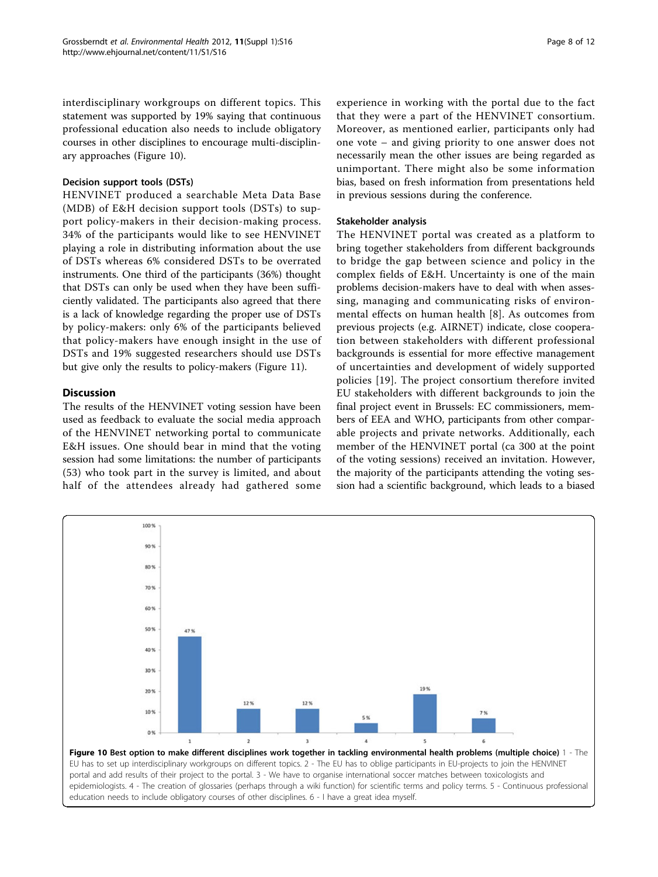interdisciplinary workgroups on different topics. This statement was supported by 19% saying that continuous professional education also needs to include obligatory courses in other disciplines to encourage multi-disciplinary approaches (Figure 10).

### Decision support tools (DSTs)

HENVINET produced a searchable Meta Data Base (MDB) of E&H decision support tools (DSTs) to support policy-makers in their decision-making process. 34% of the participants would like to see HENVINET playing a role in distributing information about the use of DSTs whereas 6% considered DSTs to be overrated instruments. One third of the participants (36%) thought that DSTs can only be used when they have been sufficiently validated. The participants also agreed that there is a lack of knowledge regarding the proper use of DSTs by policy-makers: only 6% of the participants believed that policy-makers have enough insight in the use of DSTs and 19% suggested researchers should use DSTs but give only the results to policy-makers (Figure 11).

## Discussion

The results of the HENVINET voting session have been used as feedback to evaluate the social media approach of the HENVINET networking portal to communicate E&H issues. One should bear in mind that the voting session had some limitations: the number of participants (53) who took part in the survey is limited, and about half of the attendees already had gathered some experience in working with the portal due to the fact that they were a part of the HENVINET consortium. Moreover, as mentioned earlier, participants only had one vote – and giving priority to one answer does not necessarily mean the other issues are being regarded as unimportant. There might also be some information bias, based on fresh information from presentations held in previous sessions during the conference.

### Stakeholder analysis

The HENVINET portal was created as a platform to bring together stakeholders from different backgrounds to bridge the gap between science and policy in the complex fields of E&H. Uncertainty is one of the main problems decision-makers have to deal with when assessing, managing and communicating risks of environmental effects on human health [8]. As outcomes from previous projects (e.g. AIRNET) indicate, close cooperation between stakeholders with different professional backgrounds is essential for more effective management of uncertainties and development of widely supported policies [19]. The project consortium therefore invited EU stakeholders with different backgrounds to join the final project event in Brussels: EC commissioners, members of EEA and WHO, participants from other comparable projects and private networks. Additionally, each member of the HENVINET portal (ca 300 at the point of the voting sessions) received an invitation. However, the majority of the participants attending the voting session had a scientific background, which leads to a biased

| Option | Percentage |
|---|---|
| 1 | 47% |
| 2 | 12% |
| 3 | 12% |
| 4 | 5% |
| 5 | 19% |
| 6 | 7% |

**Figure 10 Best option to make different disciplines work together in tackling environmental health problems (multiple choice)** 1 - The EU has to set up interdisciplinary workgroups on different topics. 2 - The EU has to oblige participants in EU-projects to join the HENVINET portal and add results of their project to the portal. 3 - We have to organise international soccer matches between toxicologists and epidemiologists. 4 - The creation of glossaries (perhaps through a wiki function) for scientific terms and policy terms. 5 - Continuous professional education needs to include obligatory courses of other disciplines. 6 - I have a great idea myself.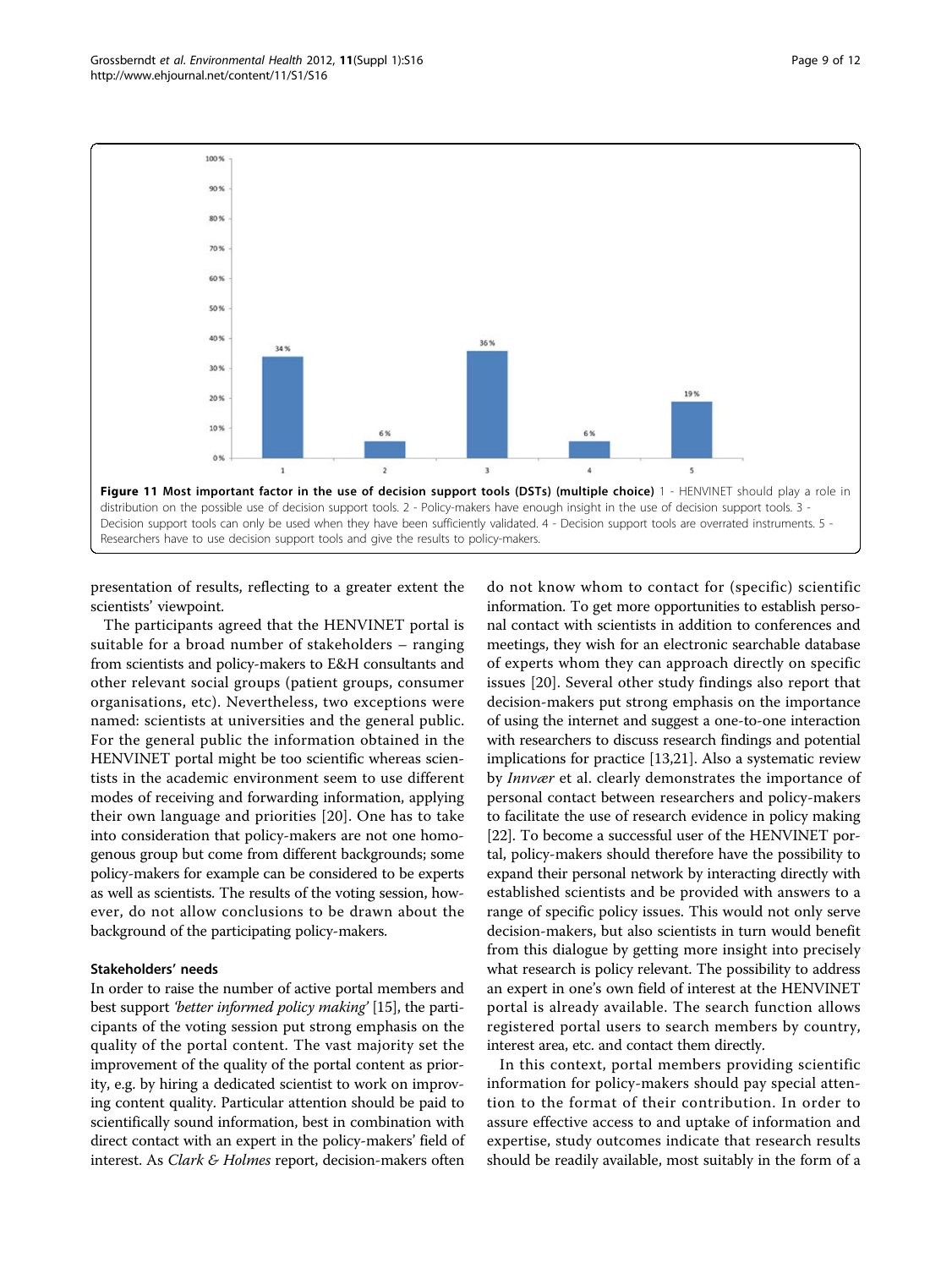**Figure 11 Most important factor in the use of decision support tools (DSTs) (multiple choice)** 1 - HENVINET should play a role in distribution on the possible use of decision support tools. 2 - Policy-makers have enough insight in the use of decision support tools. 3 - Decision support tools can only be used when they have been sufficiently validated. 4 - Decision support tools are overrated instruments. 5 - Researchers have to use decision support tools and give the results to policy-makers.

presentation of results, reflecting to a greater extent the scientists' viewpoint.

The participants agreed that the HENVINET portal is suitable for a broad number of stakeholders – ranging from scientists and policy-makers to E&H consultants and other relevant social groups (patient groups, consumer organisations, etc). Nevertheless, two exceptions were named: scientists at universities and the general public. For the general public the information obtained in the HENVINET portal might be too scientific whereas scientists in the academic environment seem to use different modes of receiving and forwarding information, applying their own language and priorities [20]. One has to take into consideration that policy-makers are not one homogenous group but come from different backgrounds; some policy-makers for example can be considered to be experts as well as scientists. The results of the voting session, however, do not allow conclusions to be drawn about the background of the participating policy-makers.

### Stakeholders' needs

In order to raise the number of active portal members and best support *'better informed policy making'* [15], the participants of the voting session put strong emphasis on the quality of the portal content. The vast majority set the improvement of the quality of the portal content as priority, e.g. by hiring a dedicated scientist to work on improving content quality. Particular attention should be paid to scientifically sound information, best in combination with direct contact with an expert in the policy-makers' field of interest. As *Clark & Holmes* report, decision-makers often do not know whom to contact for (specific) scientific information. To get more opportunities to establish personal contact with scientists in addition to conferences and meetings, they wish for an electronic searchable database of experts whom they can approach directly on specific issues [20]. Several other study findings also report that decision-makers put strong emphasis on the importance of using the internet and suggest a one-to-one interaction with researchers to discuss research findings and potential implications for practice [13,21]. Also a systematic review by *Innvær* et al. clearly demonstrates the importance of personal contact between researchers and policy-makers to facilitate the use of research evidence in policy making [22]. To become a successful user of the HENVINET portal, policy-makers should therefore have the possibility to expand their personal network by interacting directly with established scientists and be provided with answers to a range of specific policy issues. This would not only serve decision-makers, but also scientists in turn would benefit from this dialogue by getting more insight into precisely what research is policy relevant. The possibility to address an expert in one's own field of interest at the HENVINET portal is already available. The search function allows registered portal users to search members by country, interest area, etc. and contact them directly.

In this context, portal members providing scientific information for policy-makers should pay special attention to the format of their contribution. In order to assure effective access to and uptake of information and expertise, study outcomes indicate that research results should be readily available, most suitably in the form of a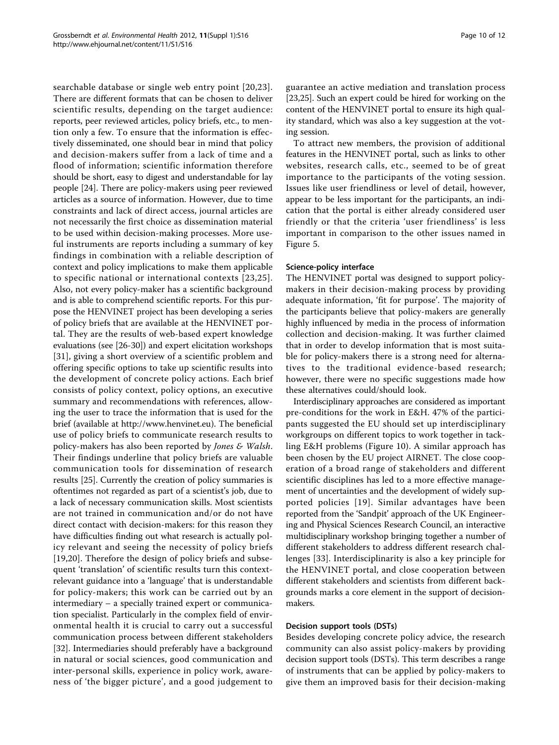searchable database or single web entry point [20,23]. There are different formats that can be chosen to deliver scientific results, depending on the target audience: reports, peer reviewed articles, policy briefs, etc., to mention only a few. To ensure that the information is effectively disseminated, one should bear in mind that policy and decision-makers suffer from a lack of time and a flood of information; scientific information therefore should be short, easy to digest and understandable for lay people [24]. There are policy-makers using peer reviewed articles as a source of information. However, due to time constraints and lack of direct access, journal articles are not necessarily the first choice as dissemination material to be used within decision-making processes. More useful instruments are reports including a summary of key findings in combination with a reliable description of context and policy implications to make them applicable to specific national or international contexts [23,25]. Also, not every policy-maker has a scientific background and is able to comprehend scientific reports. For this purpose the HENVINET project has been developing a series of policy briefs that are available at the HENVINET portal. They are the results of web-based expert knowledge evaluations (see [26-30]) and expert elicitation workshops [31], giving a short overview of a scientific problem and offering specific options to take up scientific results into the development of concrete policy actions. Each brief consists of policy context, policy options, an executive summary and recommendations with references, allowing the user to trace the information that is used for the brief (available at http://www.henvinet.eu). The beneficial use of policy briefs to communicate research results to policy-makers has also been reported by *Jones & Walsh*. Their findings underline that policy briefs are valuable communication tools for dissemination of research results [25]. Currently the creation of policy summaries is oftentimes not regarded as part of a scientist's job, due to a lack of necessary communication skills. Most scientists are not trained in communication and/or do not have direct contact with decision-makers: for this reason they have difficulties finding out what research is actually policy relevant and seeing the necessity of policy briefs [19,20]. Therefore the design of policy briefs and subsequent 'translation' of scientific results turn this context-relevant guidance into a 'language' that is understandable for policy-makers; this work can be carried out by an intermediary – a specially trained expert or communication specialist. Particularly in the complex field of environmental health it is crucial to carry out a successful communication process between different stakeholders [32]. Intermediaries should preferably have a background in natural or social sciences, good communication and inter-personal skills, experience in policy work, awareness of 'the bigger picture', and a good judgement to guarantee an active mediation and translation process [23,25]. Such an expert could be hired for working on the content of the HENVINET portal to ensure its high quality standard, which was also a key suggestion at the voting session.

To attract new members, the provision of additional features in the HENVINET portal, such as links to other websites, research calls, etc., seemed to be of great importance to the participants of the voting session. Issues like user friendliness or level of detail, however, appear to be less important for the participants, an indication that the portal is either already considered user friendly or that the criteria 'user friendliness' is less important in comparison to the other issues named in Figure 5.

#### Science-policy interface

The HENVINET portal was designed to support policy-makers in their decision-making process by providing adequate information, 'fit for purpose'. The majority of the participants believe that policy-makers are generally highly influenced by media in the process of information collection and decision-making. It was further claimed that in order to develop information that is most suitable for policy-makers there is a strong need for alternatives to the traditional evidence-based research; however, there were no specific suggestions made how these alternatives could/should look.

Interdisciplinary approaches are considered as important pre-conditions for the work in E&H. 47% of the participants suggested the EU should set up interdisciplinary workgroups on different topics to work together in tackling E&H problems (Figure 10). A similar approach has been chosen by the EU project AIRNET. The close cooperation of a broad range of stakeholders and different scientific disciplines has led to a more effective management of uncertainties and the development of widely supported policies [19]. Similar advantages have been reported from the 'Sandpit' approach of the UK Engineering and Physical Sciences Research Council, an interactive multidisciplinary workshop bringing together a number of different stakeholders to address different research challenges [33]. Interdisciplinarity is also a key principle for the HENVINET portal, and close cooperation between different stakeholders and scientists from different backgrounds marks a core element in the support of decision-makers.

#### Decision support tools (DSTs)

Besides developing concrete policy advice, the research community can also assist policy-makers by providing decision support tools (DSTs). This term describes a range of instruments that can be applied by policy-makers to give them an improved basis for their decision-making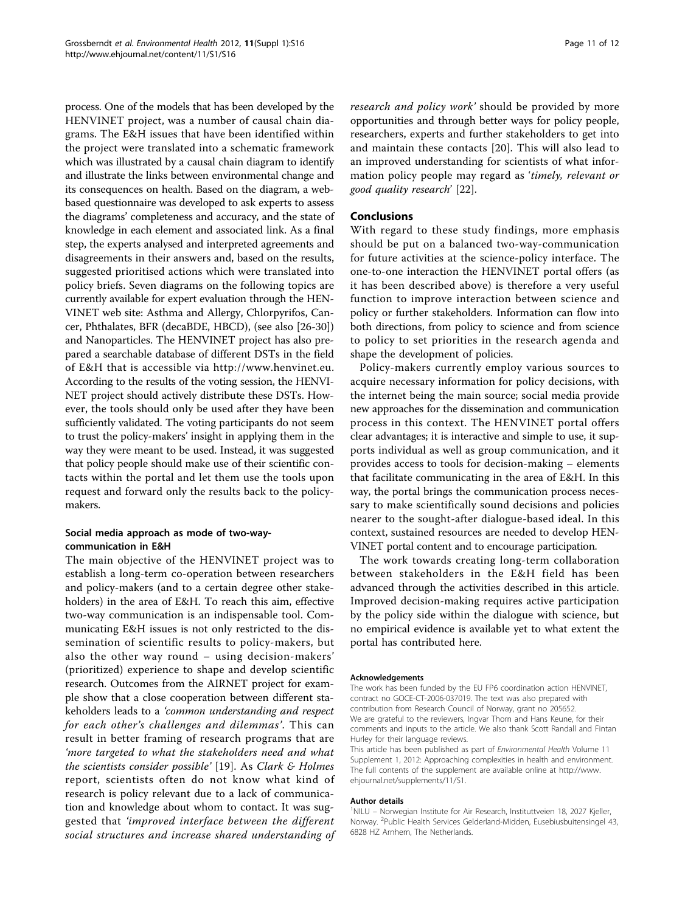process. One of the models that has been developed by the HENVINET project, was a number of causal chain diagrams. The E&H issues that have been identified within the project were translated into a schematic framework which was illustrated by a causal chain diagram to identify and illustrate the links between environmental change and its consequences on health. Based on the diagram, a web-based questionnaire was developed to ask experts to assess the diagrams' completeness and accuracy, and the state of knowledge in each element and associated link. As a final step, the experts analysed and interpreted agreements and disagreements in their answers and, based on the results, suggested prioritised actions which were translated into policy briefs. Seven diagrams on the following topics are currently available for expert evaluation through the HENVINET web site: Asthma and Allergy, Chlorpyrifos, Cancer, Phthalates, BFR (decaBDE, HBCD), (see also [26-30]) and Nanoparticles. The HENVINET project has also prepared a searchable database of different DSTs in the field of E&H that is accessible via http://www.henvinet.eu. According to the results of the voting session, the HENVINET project should actively distribute these DSTs. However, the tools should only be used after they have been sufficiently validated. The voting participants do not seem to trust the policy-makers' insight in applying them in the way they were meant to be used. Instead, it was suggested that policy people should make use of their scientific contacts within the portal and let them use the tools upon request and forward only the results back to the policy-makers.

### Social media approach as mode of two-way-communication in E&H

The main objective of the HENVINET project was to establish a long-term co-operation between researchers and policy-makers (and to a certain degree other stakeholders) in the area of E&H. To reach this aim, effective two-way communication is an indispensable tool. Communicating E&H issues is not only restricted to the dissemination of scientific results to policy-makers, but also the other way round – using decision-makers' (prioritized) experience to shape and develop scientific research. Outcomes from the AIRNET project for example show that a close cooperation between different stakeholders leads to a *'common understanding and respect for each other's challenges and dilemmas'*. This can result in better framing of research programs that are *'more targeted to what the stakeholders need and what the scientists consider possible'* [19]. As *Clark & Holmes* report, scientists often do not know what kind of research is policy relevant due to a lack of communication and knowledge about whom to contact. It was suggested that *'improved interface between the different social structures and increase shared understanding of research and policy work'* should be provided by more opportunities and through better ways for policy people, researchers, experts and further stakeholders to get into and maintain these contacts [20]. This will also lead to an improved understanding for scientists of what information policy people may regard as '*timely, relevant or good quality research*' [22].

## Conclusions

With regard to these study findings, more emphasis should be put on a balanced two-way-communication for future activities at the science-policy interface. The one-to-one interaction the HENVINET portal offers (as it has been described above) is therefore a very useful function to improve interaction between science and policy or further stakeholders. Information can flow into both directions, from policy to science and from science to policy to set priorities in the research agenda and shape the development of policies.

Policy-makers currently employ various sources to acquire necessary information for policy decisions, with the internet being the main source; social media provide new approaches for the dissemination and communication process in this context. The HENVINET portal offers clear advantages; it is interactive and simple to use, it supports individual as well as group communication, and it provides access to tools for decision-making – elements that facilitate communicating in the area of E&H. In this way, the portal brings the communication process necessary to make scientifically sound decisions and policies nearer to the sought-after dialogue-based ideal. In this context, sustained resources are needed to develop HENVINET portal content and to encourage participation.

The work towards creating long-term collaboration between stakeholders in the E&H field has been advanced through the activities described in this article. Improved decision-making requires active participation by the policy side within the dialogue with science, but no empirical evidence is available yet to what extent the portal has contributed here.

#### Acknowledgements

The work has been funded by the EU FP6 coordination action HENVINET, contract no GOCE-CT-2006-037019. The text was also prepared with contribution from Research Council of Norway, grant no 205652.
We are grateful to the reviewers, Ingvar Thorn and Hans Keune, for their comments and inputs to the article. We also thank Scott Randall and Fintan Hurley for their language reviews.
This article has been published as part of *Environmental Health* Volume 11 Supplement 1, 2012: Approaching complexities in health and environment. The full contents of the supplement are available online at http://www.ehjournal.net/supplements/11/S1.

#### Author details

[1]NILU – Norwegian Institute for Air Research, Instituttveien 18, 2027 Kjeller, Norway. [2]Public Health Services Gelderland-Midden, Eusebiusbuitensingel 43, 6828 HZ Arnhem, The Netherlands.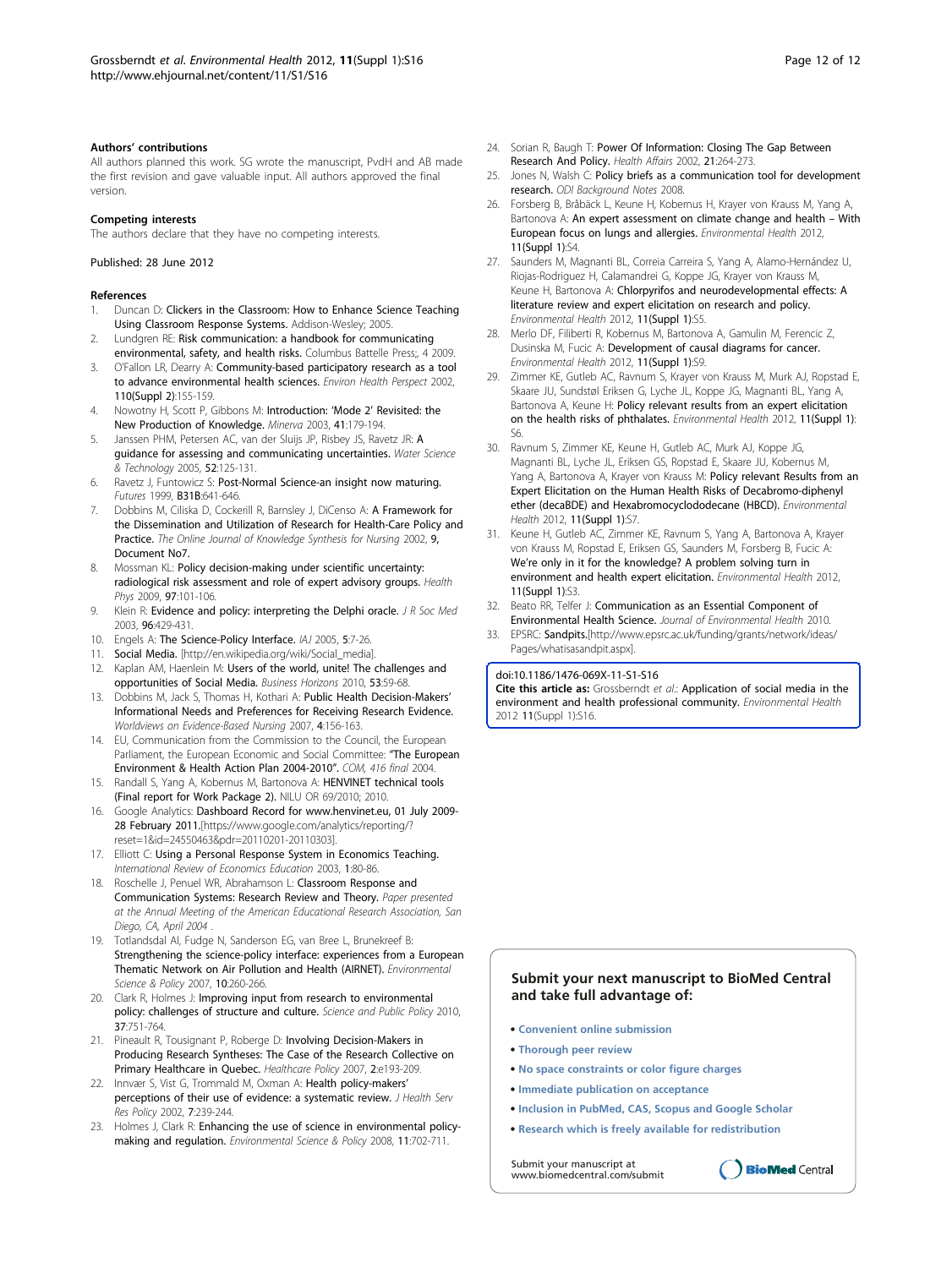### Authors' contributions

All authors planned this work. SG wrote the manuscript, PvdH and AB made the first revision and gave valuable input. All authors approved the final version.

### Competing interests

The authors declare that they have no competing interests.

Published: 28 June 2012

### References

1. Duncan D: **Clickers in the Classroom: How to Enhance Science Teaching Using Classroom Response Systems.** Addison-Wesley; 2005.
2. Lundgren RE: **Risk communication: a handbook for communicating environmental, safety, and health risks.** Columbus Battelle Press;, 4 2009.
3. O'Fallon LR, Dearry A: **Community-based participatory research as a tool to advance environmental health sciences.** *Environ Health Perspect* 2002, **110(Suppl 2)**:155-159.
4. Nowotny H, Scott P, Gibbons M: **Introduction: 'Mode 2' Revisited: the New Production of Knowledge.** *Minerva* 2003, **41**:179-194.
5. Janssen PHM, Petersen AC, van der Sluijs JP, Risbey JS, Ravetz JR: **A guidance for assessing and communicating uncertainties.** *Water Science & Technology* 2005, **52**:125-131.
6. Ravetz J, Funtowicz S: **Post-Normal Science-an insight now maturing.** *Futures* 1999, **B31B**:641-646.
7. Dobbins M, Ciliska D, Cockerill R, Barnsley J, DiCenso A: **A Framework for the Dissemination and Utilization of Research for Health-Care Policy and Practice.** *The Online Journal of Knowledge Synthesis for Nursing* 2002, **9**, Document No7.
8. Mossman KL: **Policy decision-making under scientific uncertainty: radiological risk assessment and role of expert advisory groups.** *Health Phys* 2009, **97**:101-106.
9. Klein R: **Evidence and policy: interpreting the Delphi oracle.** *J R Soc Med* 2003, **96**:429-431.
10. Engels A: **The Science-Policy Interface.** *IAJ* 2005, **5**:7-26.
11. **Social Media.** [http://en.wikipedia.org/wiki/Social_media].
12. Kaplan AM, Haenlein M: **Users of the world, unite! The challenges and opportunities of Social Media.** *Business Horizons* 2010, **53**:59-68.
13. Dobbins M, Jack S, Thomas H, Kothari A: **Public Health Decision-Makers' Informational Needs and Preferences for Receiving Research Evidence.** *Worldviews on Evidence-Based Nursing* 2007, **4**:156-163.
14. EU, Communication from the Commission to the Council, the European Parliament, the European Economic and Social Committee: **"The European Environment & Health Action Plan 2004-2010".** *COM, 416 final* 2004.
15. Randall S, Yang A, Kobernus M, Bartonova A: **HENVINET technical tools (Final report for Work Package 2).** NILU OR 69/2010; 2010.
16. Google Analytics: **Dashboard Record for www.henvinet.eu, 01 July 2009-28 February 2011.**[https://www.google.com/analytics/reporting/?reset=1&id=24550463&pdr=20110201-20110303].
17. Elliott C: **Using a Personal Response System in Economics Teaching.** *International Review of Economics Education* 2003, **1**:80-86.
18. Roschelle J, Penuel WR, Abrahamson L: **Classroom Response and Communication Systems: Research Review and Theory.** *Paper presented at the Annual Meeting of the American Educational Research Association, San Diego, CA, April 2004* .
19. Totlandsdal AI, Fudge N, Sanderson EG, van Bree L, Brunekreef B: **Strengthening the science-policy interface: experiences from a European Thematic Network on Air Pollution and Health (AIRNET).** *Environmental Science & Policy* 2007, **10**:260-266.
20. Clark R, Holmes J: **Improving input from research to environmental policy: challenges of structure and culture.** *Science and Public Policy* 2010, **37**:751-764.
21. Pineault R, Tousignant P, Roberge D: **Involving Decision-Makers in Producing Research Syntheses: The Case of the Research Collective on Primary Healthcare in Quebec.** *Healthcare Policy* 2007, **2**:e193-209.
22. Innvær S, Vist G, Trommald M, Oxman A: **Health policy-makers' perceptions of their use of evidence: a systematic review.** *J Health Serv Res Policy* 2002, **7**:239-244.
23. Holmes J, Clark R: **Enhancing the use of science in environmental policy-making and regulation.** *Environmental Science & Policy* 2008, **11**:702-711.
24. Sorian R, Baugh T: **Power Of Information: Closing The Gap Between Research And Policy.** *Health Affairs* 2002, **21**:264-273.
25. Jones N, Walsh C: **Policy briefs as a communication tool for development research.** *ODI Background Notes* 2008.
26. Forsberg B, Bråbäck L, Keune H, Kobernus H, Krayer von Krauss M, Yang A, Bartonova A: **An expert assessment on climate change and health – With European focus on lungs and allergies.** *Environmental Health* 2012, **11(Suppl 1)**:S4.
27. Saunders M, Magnanti BL, Correia Carreira S, Yang A, Alamo-Hernández U, Riojas-Rodriguez H, Calamandrei G, Koppe JG, Krayer von Krauss M, Keune H, Bartonova A: **Chlorpyrifos and neurodevelopmental effects: A literature review and expert elicitation on research and policy.** *Environmental Health* 2012, **11(Suppl 1)**:S5.
28. Merlo DF, Filiberti R, Kobernus M, Bartonova A, Gamulin M, Ferencic Z, Dusinska M, Fucic A: **Development of causal diagrams for cancer.** *Environmental Health* 2012, **11(Suppl 1)**:S9.
29. Zimmer KE, Gutleb AC, Ravnum S, Krayer von Krauss M, Murk AJ, Ropstad E, Skaare JU, Sundstøl Eriksen G, Lyche JL, Koppe JG, Magnanti BL, Yang A, Bartonova A, Keune H: **Policy relevant results from an expert elicitation on the health risks of phthalates.** *Environmental Health* 2012, **11(Suppl 1)**: S6.
30. Ravnum S, Zimmer KE, Keune H, Gutleb AC, Murk AJ, Koppe JG, Magnanti BL, Lyche JL, Eriksen GS, Ropstad E, Skaare JU, Kobernus M, Yang A, Bartonova A, Krayer von Krauss M: **Policy relevant Results from an Expert Elicitation on the Human Health Risks of Decabromo-diphenyl ether (decaBDE) and Hexabromocyclododecane (HBCD).** *Environmental Health* 2012, **11(Suppl 1)**:S7.
31. Keune H, Gutleb AC, Zimmer KE, Ravnum S, Yang A, Bartonova A, Krayer von Krauss M, Ropstad E, Eriksen GS, Saunders M, Forsberg B, Fucic A: **We're only in it for the knowledge? A problem solving turn in environment and health expert elicitation.** *Environmental Health* 2012, **11(Suppl 1)**:S3.
32. Beato RR, Telfer J: **Communication as an Essential Component of Environmental Health Science.** *Journal of Environmental Health* 2010.
33. EPSRC: **Sandpits.**[http://www.epsrc.ac.uk/funding/grants/network/ideas/Pages/whatisasandpit.aspx].

doi:10.1186/1476-069X-11-S1-S16

**Cite this article as:** Grossberndt *et al.*: Application of social media in the environment and health professional community. *Environmental Health* 2012 **11**(Suppl 1):S16.